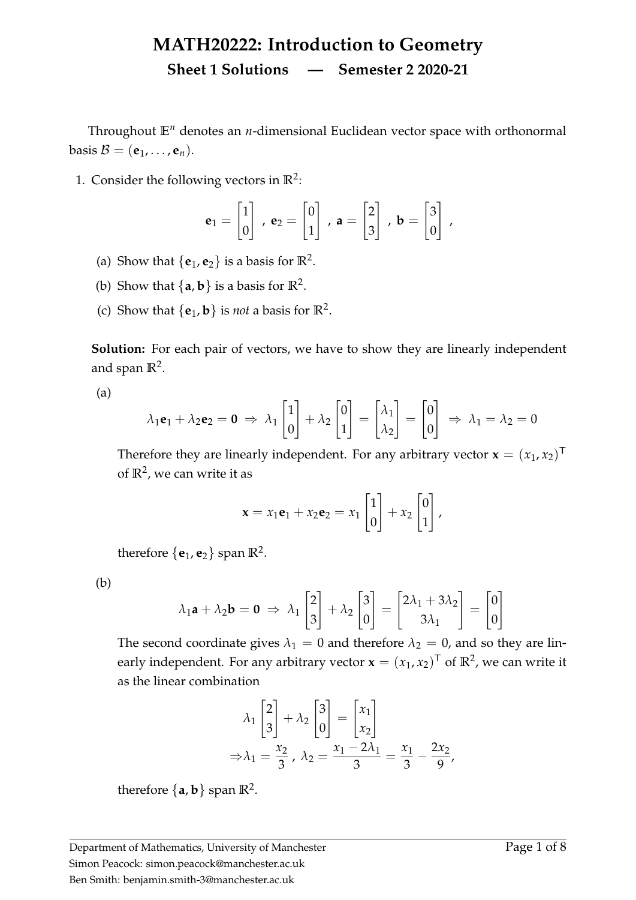# MATH20222: Introduction to Geometry

## Sheet 1 Solutions — Semester 2 2020-21

Throughout $\mathbb{E}^n$ denotes an $n$-dimensional Euclidean vector space with orthonormal basis $\mathcal{B} = (\mathbf{e}_1, \ldots, \mathbf{e}_n)$.

1. Consider the following vectors in $\mathbb{R}^2$:

$$\mathbf{e}_1 = \begin{bmatrix} 1 \\ 0 \end{bmatrix}, \ \mathbf{e}_2 = \begin{bmatrix} 0 \\ 1 \end{bmatrix}, \ \mathbf{a} = \begin{bmatrix} 2 \\ 3 \end{bmatrix}, \ \mathbf{b} = \begin{bmatrix} 3 \\ 0 \end{bmatrix},$$

   (a) Show that $\{\mathbf{e}_1, \mathbf{e}_2\}$ is a basis for $\mathbb{R}^2$.

   (b) Show that $\{\mathbf{a}, \mathbf{b}\}$ is a basis for $\mathbb{R}^2$.

   (c) Show that $\{\mathbf{e}_1, \mathbf{b}\}$ is *not* a basis for $\mathbb{R}^2$.

**Solution:** For each pair of vectors, we have to show they are linearly independent and span $\mathbb{R}^2$.

(a)

$$\lambda_1 \mathbf{e}_1 + \lambda_2 \mathbf{e}_2 = \mathbf{0} \ \Rightarrow \ \lambda_1 \begin{bmatrix} 1 \\ 0 \end{bmatrix} + \lambda_2 \begin{bmatrix} 0 \\ 1 \end{bmatrix} = \begin{bmatrix} \lambda_1 \\ \lambda_2 \end{bmatrix} = \begin{bmatrix} 0 \\ 0 \end{bmatrix} \ \Rightarrow \ \lambda_1 = \lambda_2 = 0$$

Therefore they are linearly independent. For any arbitrary vector $\mathbf{x} = (x_1, x_2)^\mathsf{T}$ of $\mathbb{R}^2$, we can write it as

$$\mathbf{x} = x_1 \mathbf{e}_1 + x_2 \mathbf{e}_2 = x_1 \begin{bmatrix} 1 \\ 0 \end{bmatrix} + x_2 \begin{bmatrix} 0 \\ 1 \end{bmatrix},$$

therefore $\{\mathbf{e}_1, \mathbf{e}_2\}$ span $\mathbb{R}^2$.

(b)

$$\lambda_1 \mathbf{a} + \lambda_2 \mathbf{b} = \mathbf{0} \ \Rightarrow \ \lambda_1 \begin{bmatrix} 2 \\ 3 \end{bmatrix} + \lambda_2 \begin{bmatrix} 3 \\ 0 \end{bmatrix} = \begin{bmatrix} 2\lambda_1 + 3\lambda_2 \\ 3\lambda_1 \end{bmatrix} = \begin{bmatrix} 0 \\ 0 \end{bmatrix}$$

The second coordinate gives $\lambda_1 = 0$ and therefore $\lambda_2 = 0$, and so they are linearly independent. For any arbitrary vector $\mathbf{x} = (x_1, x_2)^\mathsf{T}$ of $\mathbb{R}^2$, we can write it as the linear combination

$$\lambda_1 \begin{bmatrix} 2 \\ 3 \end{bmatrix} + \lambda_2 \begin{bmatrix} 3 \\ 0 \end{bmatrix} = \begin{bmatrix} x_1 \\ x_2 \end{bmatrix}$$
$$\Rightarrow \lambda_1 = \frac{x_2}{3}, \ \lambda_2 = \frac{x_1 - 2\lambda_1}{3} = \frac{x_1}{3} - \frac{2x_2}{9},$$

therefore $\{\mathbf{a}, \mathbf{b}\}$ span $\mathbb{R}^2$.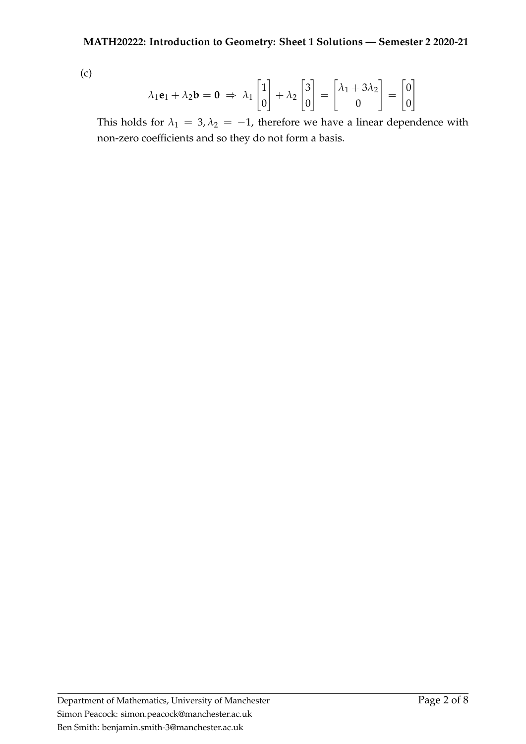(c)

$$\lambda_1 \mathbf{e}_1 + \lambda_2 \mathbf{b} = \mathbf{0} \Rightarrow \lambda_1 \begin{bmatrix} 1 \\ 0 \end{bmatrix} + \lambda_2 \begin{bmatrix} 3 \\ 0 \end{bmatrix} = \begin{bmatrix} \lambda_1 + 3\lambda_2 \\ 0 \end{bmatrix} = \begin{bmatrix} 0 \\ 0 \end{bmatrix}$$

This holds for $\lambda_1 = 3, \lambda_2 = -1$, therefore we have a linear dependence with non-zero coefficients and so they do not form a basis.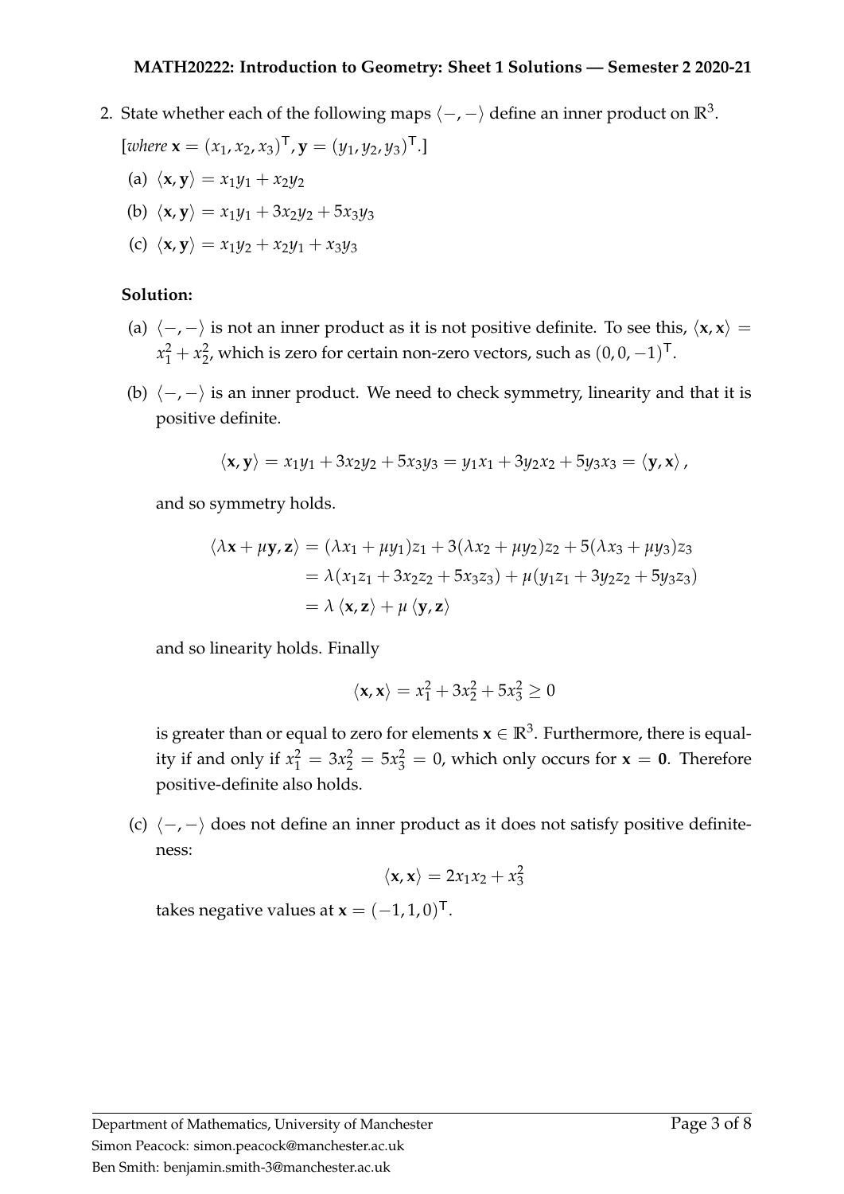2. State whether each of the following maps $\langle -, - \rangle$ define an inner product on $\mathbb{R}^3$.

   [*where* $\mathbf{x} = (x_1, x_2, x_3)^\mathsf{T}, \mathbf{y} = (y_1, y_2, y_3)^\mathsf{T}$.]

   (a) $\langle \mathbf{x}, \mathbf{y} \rangle = x_1 y_1 + x_2 y_2$

   (b) $\langle \mathbf{x}, \mathbf{y} \rangle = x_1 y_1 + 3x_2 y_2 + 5x_3 y_3$

   (c) $\langle \mathbf{x}, \mathbf{y} \rangle = x_1 y_2 + x_2 y_1 + x_3 y_3$

**Solution:**

(a) $\langle -, - \rangle$ is not an inner product as it is not positive definite. To see this, $\langle \mathbf{x}, \mathbf{x} \rangle = x_1^2 + x_2^2$, which is zero for certain non-zero vectors, such as $(0, 0, -1)^\mathsf{T}$.

(b) $\langle -, - \rangle$ is an inner product. We need to check symmetry, linearity and that it is positive definite.

$$\langle \mathbf{x}, \mathbf{y} \rangle = x_1 y_1 + 3x_2 y_2 + 5x_3 y_3 = y_1 x_1 + 3y_2 x_2 + 5y_3 x_3 = \langle \mathbf{y}, \mathbf{x} \rangle,$$

and so symmetry holds.

$$\begin{aligned}
\langle \lambda \mathbf{x} + \mu \mathbf{y}, \mathbf{z} \rangle &= (\lambda x_1 + \mu y_1) z_1 + 3(\lambda x_2 + \mu y_2) z_2 + 5(\lambda x_3 + \mu y_3) z_3 \\
&= \lambda (x_1 z_1 + 3x_2 z_2 + 5x_3 z_3) + \mu (y_1 z_1 + 3y_2 z_2 + 5y_3 z_3) \\
&= \lambda \langle \mathbf{x}, \mathbf{z} \rangle + \mu \langle \mathbf{y}, \mathbf{z} \rangle
\end{aligned}$$

and so linearity holds. Finally

$$\langle \mathbf{x}, \mathbf{x} \rangle = x_1^2 + 3x_2^2 + 5x_3^2 \geq 0$$

is greater than or equal to zero for elements $\mathbf{x} \in \mathbb{R}^3$. Furthermore, there is equality if and only if $x_1^2 = 3x_2^2 = 5x_3^2 = 0$, which only occurs for $\mathbf{x} = \mathbf{0}$. Therefore positive-definite also holds.

(c) $\langle -, - \rangle$ does not define an inner product as it does not satisfy positive definiteness:

$$\langle \mathbf{x}, \mathbf{x} \rangle = 2x_1 x_2 + x_3^2$$

takes negative values at $\mathbf{x} = (-1, 1, 0)^\mathsf{T}$.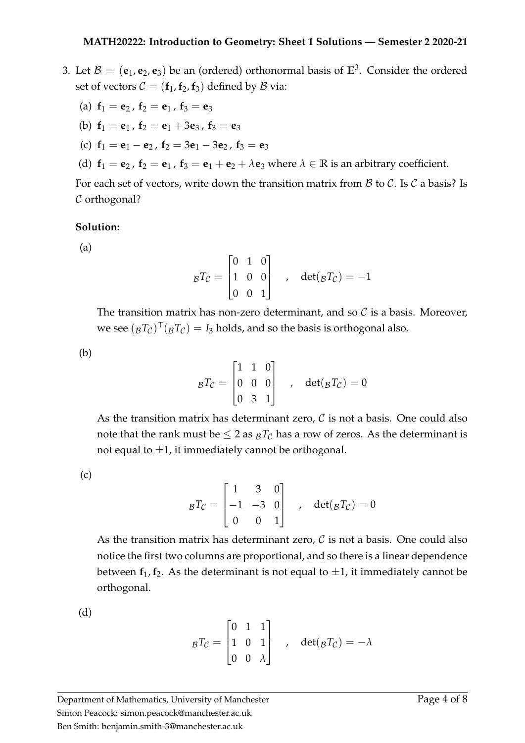3. Let $\mathcal{B} = (\mathbf{e}_1, \mathbf{e}_2, \mathbf{e}_3)$ be an (ordered) orthonormal basis of $\mathbb{E}^3$. Consider the ordered set of vectors $\mathcal{C} = (\mathbf{f}_1, \mathbf{f}_2, \mathbf{f}_3)$ defined by $\mathcal{B}$ via:

   (a) $\mathbf{f}_1 = \mathbf{e}_2\,,\ \mathbf{f}_2 = \mathbf{e}_1\,,\ \mathbf{f}_3 = \mathbf{e}_3$

   (b) $\mathbf{f}_1 = \mathbf{e}_1\,,\ \mathbf{f}_2 = \mathbf{e}_1 + 3\mathbf{e}_3\,,\ \mathbf{f}_3 = \mathbf{e}_3$

   (c) $\mathbf{f}_1 = \mathbf{e}_1 - \mathbf{e}_2\,,\ \mathbf{f}_2 = 3\mathbf{e}_1 - 3\mathbf{e}_2\,,\ \mathbf{f}_3 = \mathbf{e}_3$

   (d) $\mathbf{f}_1 = \mathbf{e}_2\,,\ \mathbf{f}_2 = \mathbf{e}_1\,,\ \mathbf{f}_3 = \mathbf{e}_1 + \mathbf{e}_2 + \lambda\mathbf{e}_3$ where $\lambda \in \mathbb{R}$ is an arbitrary coefficient.

   For each set of vectors, write down the transition matrix from $\mathcal{B}$ to $\mathcal{C}$. Is $\mathcal{C}$ a basis? Is $\mathcal{C}$ orthogonal?

   **Solution:**

   (a)

$$
{}_{\mathcal{B}}T_{\mathcal{C}} = \begin{bmatrix} 0 & 1 & 0 \\ 1 & 0 & 0 \\ 0 & 0 & 1 \end{bmatrix} \quad , \quad \det({}_{\mathcal{B}}T_{\mathcal{C}}) = -1
$$

   The transition matrix has non-zero determinant, and so $\mathcal{C}$ is a basis. Moreover, we see $({}_{\mathcal{B}}T_{\mathcal{C}})^{\mathsf{T}}({}_{\mathcal{B}}T_{\mathcal{C}}) = I_3$ holds, and so the basis is orthogonal also.

   (b)

$$
{}_{\mathcal{B}}T_{\mathcal{C}} = \begin{bmatrix} 1 & 1 & 0 \\ 0 & 0 & 0 \\ 0 & 3 & 1 \end{bmatrix} \quad , \quad \det({}_{\mathcal{B}}T_{\mathcal{C}}) = 0
$$

   As the transition matrix has determinant zero, $\mathcal{C}$ is not a basis. One could also note that the rank must be $\leq 2$ as ${}_{\mathcal{B}}T_{\mathcal{C}}$ has a row of zeros. As the determinant is not equal to $\pm 1$, it immediately cannot be orthogonal.

   (c)

$$
{}_{\mathcal{B}}T_{\mathcal{C}} = \begin{bmatrix} 1 & 3 & 0 \\ -1 & -3 & 0 \\ 0 & 0 & 1 \end{bmatrix} \quad , \quad \det({}_{\mathcal{B}}T_{\mathcal{C}}) = 0
$$

   As the transition matrix has determinant zero, $\mathcal{C}$ is not a basis. One could also notice the first two columns are proportional, and so there is a linear dependence between $\mathbf{f}_1, \mathbf{f}_2$. As the determinant is not equal to $\pm 1$, it immediately cannot be orthogonal.

   (d)

$$
{}_{\mathcal{B}}T_{\mathcal{C}} = \begin{bmatrix} 0 & 1 & 1 \\ 1 & 0 & 1 \\ 0 & 0 & \lambda \end{bmatrix} \quad , \quad \det({}_{\mathcal{B}}T_{\mathcal{C}}) = -\lambda
$$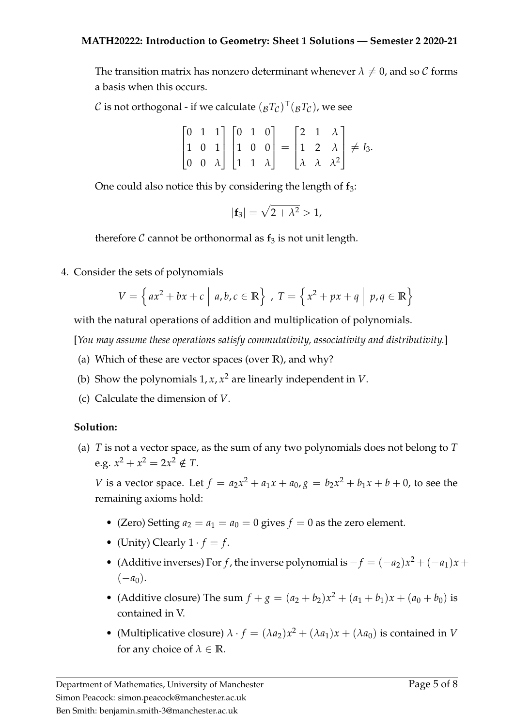The transition matrix has nonzero determinant whenever $\lambda \neq 0$, and so $\mathcal{C}$ forms a basis when this occurs.

$\mathcal{C}$ is not orthogonal - if we calculate $({}_{\mathcal{B}}T_{\mathcal{C}})^{\mathsf{T}}({}_{\mathcal{B}}T_{\mathcal{C}})$, we see

$$\begin{bmatrix} 0 & 1 & 1 \\ 1 & 0 & 1 \\ 0 & 0 & \lambda \end{bmatrix} \begin{bmatrix} 0 & 1 & 0 \\ 1 & 0 & 0 \\ 1 & 1 & \lambda \end{bmatrix} = \begin{bmatrix} 2 & 1 & \lambda \\ 1 & 2 & \lambda \\ \lambda & \lambda & \lambda^2 \end{bmatrix} \neq I_3.$$

One could also notice this by considering the length of $\mathbf{f}_3$:

$$|\mathbf{f}_3| = \sqrt{2 + \lambda^2} > 1,$$

therefore $\mathcal{C}$ cannot be orthonormal as $\mathbf{f}_3$ is not unit length.

4. Consider the sets of polynomials

$$V = \left\{ ax^2 + bx + c \;\middle|\; a, b, c \in \mathbb{R} \right\} \;,\; T = \left\{ x^2 + px + q \;\middle|\; p, q \in \mathbb{R} \right\}$$

with the natural operations of addition and multiplication of polynomials.

[*You may assume these operations satisfy commutativity, associativity and distributivity.*]

(a) Which of these are vector spaces (over $\mathbb{R}$), and why?

(b) Show the polynomials $1, x, x^2$ are linearly independent in $V$.

(c) Calculate the dimension of $V$.

**Solution:**

(a) $T$ is not a vector space, as the sum of any two polynomials does not belong to $T$ e.g. $x^2 + x^2 = 2x^2 \notin T$.

$V$ is a vector space. Let $f = a_2x^2 + a_1x + a_0, g = b_2x^2 + b_1x + b + 0$, to see the remaining axioms hold:

- (Zero) Setting $a_2 = a_1 = a_0 = 0$ gives $f = 0$ as the zero element.
- (Unity) Clearly $1 \cdot f = f$.
- (Additive inverses) For $f$, the inverse polynomial is $-f = (-a_2)x^2 + (-a_1)x + (-a_0)$.
- (Additive closure) The sum $f + g = (a_2 + b_2)x^2 + (a_1 + b_1)x + (a_0 + b_0)$ is contained in V.
- (Multiplicative closure) $\lambda \cdot f = (\lambda a_2)x^2 + (\lambda a_1)x + (\lambda a_0)$ is contained in $V$ for any choice of $\lambda \in \mathbb{R}$.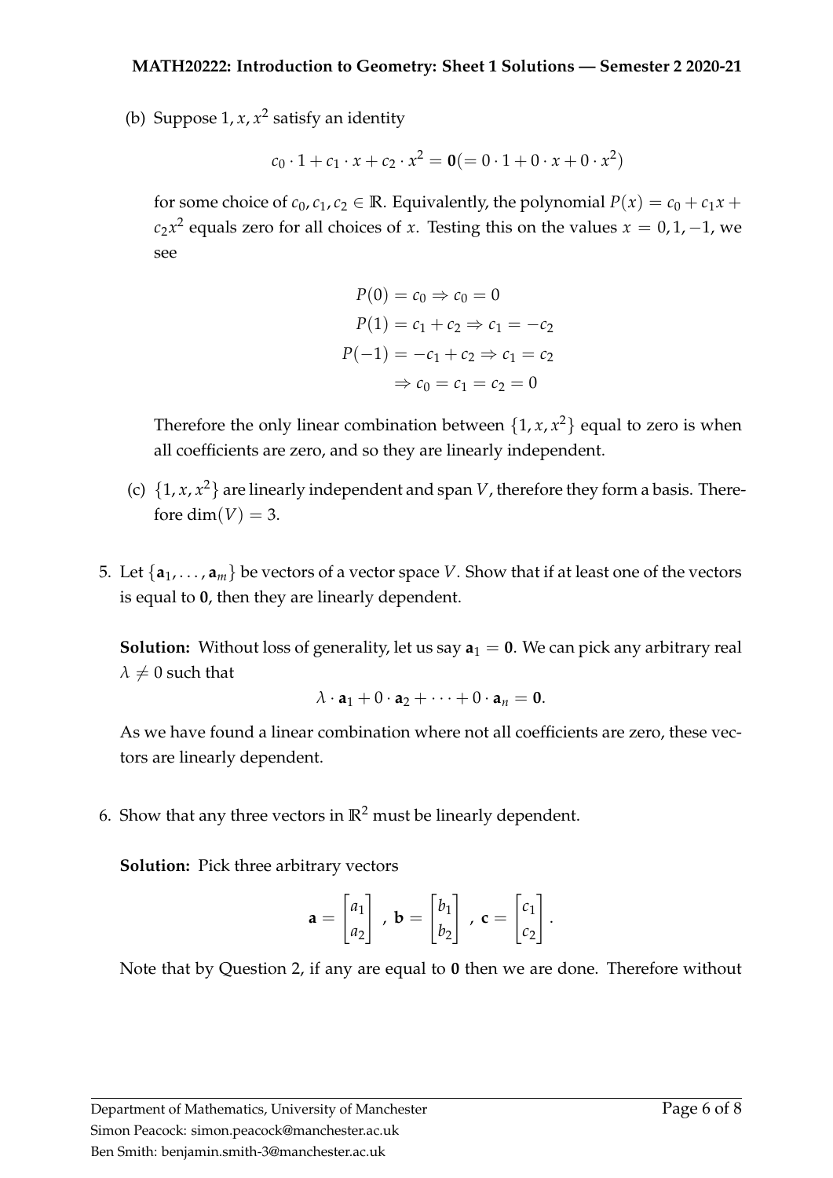(b) Suppose $1, x, x^2$ satisfy an identity

$$c_0 \cdot 1 + c_1 \cdot x + c_2 \cdot x^2 = \mathbf{0} (= 0 \cdot 1 + 0 \cdot x + 0 \cdot x^2)$$

for some choice of $c_0, c_1, c_2 \in \mathbb{R}$. Equivalently, the polynomial $P(x) = c_0 + c_1 x + c_2 x^2$ equals zero for all choices of $x$. Testing this on the values $x = 0, 1, -1$, we see

$$\begin{aligned}
P(0) &= c_0 \Rightarrow c_0 = 0 \\
P(1) &= c_1 + c_2 \Rightarrow c_1 = -c_2 \\
P(-1) &= -c_1 + c_2 \Rightarrow c_1 = c_2 \\
&\Rightarrow c_0 = c_1 = c_2 = 0
\end{aligned}$$

Therefore the only linear combination between $\{1, x, x^2\}$ equal to zero is when all coefficients are zero, and so they are linearly independent.

(c) $\{1, x, x^2\}$ are linearly independent and span $V$, therefore they form a basis. Therefore $\dim(V) = 3$.

5. Let $\{\mathbf{a}_1, \ldots, \mathbf{a}_m\}$ be vectors of a vector space $V$. Show that if at least one of the vectors is equal to $\mathbf{0}$, then they are linearly dependent.

**Solution:** Without loss of generality, let us say $\mathbf{a}_1 = \mathbf{0}$. We can pick any arbitrary real $\lambda \neq 0$ such that

$$\lambda \cdot \mathbf{a}_1 + 0 \cdot \mathbf{a}_2 + \cdots + 0 \cdot \mathbf{a}_n = \mathbf{0}.$$

As we have found a linear combination where not all coefficients are zero, these vectors are linearly dependent.

6. Show that any three vectors in $\mathbb{R}^2$ must be linearly dependent.

**Solution:** Pick three arbitrary vectors

$$\mathbf{a} = \begin{bmatrix} a_1 \\ a_2 \end{bmatrix}, \ \mathbf{b} = \begin{bmatrix} b_1 \\ b_2 \end{bmatrix}, \ \mathbf{c} = \begin{bmatrix} c_1 \\ c_2 \end{bmatrix}.$$

Note that by Question 2, if any are equal to $\mathbf{0}$ then we are done. Therefore without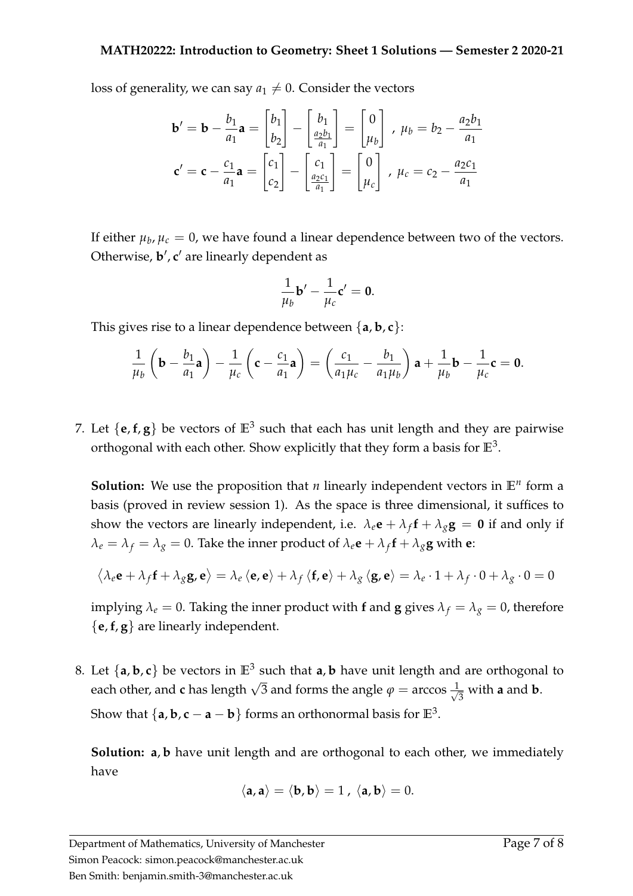loss of generality, we can say $a_1 \neq 0$. Consider the vectors

$$\mathbf{b}' = \mathbf{b} - \frac{b_1}{a_1}\mathbf{a} = \begin{bmatrix} b_1 \\ b_2 \end{bmatrix} - \begin{bmatrix} b_1 \\ \frac{a_2 b_1}{a_1} \end{bmatrix} = \begin{bmatrix} 0 \\ \mu_b \end{bmatrix}, \ \mu_b = b_2 - \frac{a_2 b_1}{a_1}$$

$$\mathbf{c}' = \mathbf{c} - \frac{c_1}{a_1}\mathbf{a} = \begin{bmatrix} c_1 \\ c_2 \end{bmatrix} - \begin{bmatrix} c_1 \\ \frac{a_2 c_1}{a_1} \end{bmatrix} = \begin{bmatrix} 0 \\ \mu_c \end{bmatrix}, \ \mu_c = c_2 - \frac{a_2 c_1}{a_1}$$

If either $\mu_b, \mu_c = 0$, we have found a linear dependence between two of the vectors. Otherwise, $\mathbf{b}', \mathbf{c}'$ are linearly dependent as

$$\frac{1}{\mu_b}\mathbf{b}' - \frac{1}{\mu_c}\mathbf{c}' = \mathbf{0}.$$

This gives rise to a linear dependence between $\{\mathbf{a}, \mathbf{b}, \mathbf{c}\}$:

$$\frac{1}{\mu_b}\left(\mathbf{b} - \frac{b_1}{a_1}\mathbf{a}\right) - \frac{1}{\mu_c}\left(\mathbf{c} - \frac{c_1}{a_1}\mathbf{a}\right) = \left(\frac{c_1}{a_1 \mu_c} - \frac{b_1}{a_1 \mu_b}\right)\mathbf{a} + \frac{1}{\mu_b}\mathbf{b} - \frac{1}{\mu_c}\mathbf{c} = \mathbf{0}.$$

7. Let $\{\mathbf{e}, \mathbf{f}, \mathbf{g}\}$ be vectors of $\mathbb{E}^3$ such that each has unit length and they are pairwise orthogonal with each other. Show explicitly that they form a basis for $\mathbb{E}^3$.

   **Solution:** We use the proposition that $n$ linearly independent vectors in $\mathbb{E}^n$ form a basis (proved in review session 1). As the space is three dimensional, it suffices to show the vectors are linearly independent, i.e. $\lambda_e \mathbf{e} + \lambda_f \mathbf{f} + \lambda_g \mathbf{g} = \mathbf{0}$ if and only if $\lambda_e = \lambda_f = \lambda_g = 0$. Take the inner product of $\lambda_e \mathbf{e} + \lambda_f \mathbf{f} + \lambda_g \mathbf{g}$ with $\mathbf{e}$:

   $$\langle \lambda_e \mathbf{e} + \lambda_f \mathbf{f} + \lambda_g \mathbf{g}, \mathbf{e} \rangle = \lambda_e \langle \mathbf{e}, \mathbf{e} \rangle + \lambda_f \langle \mathbf{f}, \mathbf{e} \rangle + \lambda_g \langle \mathbf{g}, \mathbf{e} \rangle = \lambda_e \cdot 1 + \lambda_f \cdot 0 + \lambda_g \cdot 0 = 0$$

   implying $\lambda_e = 0$. Taking the inner product with $\mathbf{f}$ and $\mathbf{g}$ gives $\lambda_f = \lambda_g = 0$, therefore $\{\mathbf{e}, \mathbf{f}, \mathbf{g}\}$ are linearly independent.

8. Let $\{\mathbf{a}, \mathbf{b}, \mathbf{c}\}$ be vectors in $\mathbb{E}^3$ such that $\mathbf{a}, \mathbf{b}$ have unit length and are orthogonal to each other, and $\mathbf{c}$ has length $\sqrt{3}$ and forms the angle $\varphi = \arccos \frac{1}{\sqrt{3}}$ with $\mathbf{a}$ and $\mathbf{b}$.
   Show that $\{\mathbf{a}, \mathbf{b}, \mathbf{c} - \mathbf{a} - \mathbf{b}\}$ forms an orthonormal basis for $\mathbb{E}^3$.

   **Solution:** $\mathbf{a}, \mathbf{b}$ have unit length and are orthogonal to each other, we immediately have

   $$\langle \mathbf{a}, \mathbf{a} \rangle = \langle \mathbf{b}, \mathbf{b} \rangle = 1, \ \langle \mathbf{a}, \mathbf{b} \rangle = 0.$$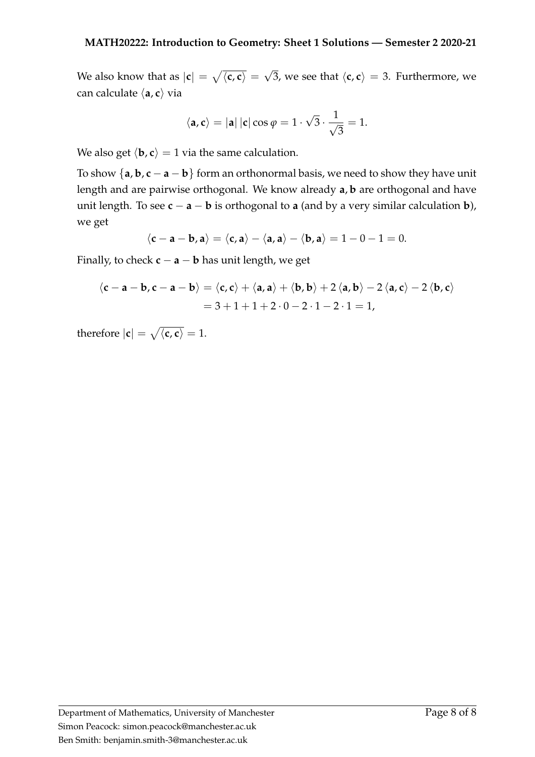We also know that as $|\mathbf{c}| = \sqrt{\langle \mathbf{c}, \mathbf{c} \rangle} = \sqrt{3}$, we see that $\langle \mathbf{c}, \mathbf{c} \rangle = 3$. Furthermore, we can calculate $\langle \mathbf{a}, \mathbf{c} \rangle$ via

$$\langle \mathbf{a}, \mathbf{c} \rangle = |\mathbf{a}|\,|\mathbf{c}| \cos \varphi = 1 \cdot \sqrt{3} \cdot \frac{1}{\sqrt{3}} = 1.$$

We also get $\langle \mathbf{b}, \mathbf{c} \rangle = 1$ via the same calculation.

To show $\{\mathbf{a}, \mathbf{b}, \mathbf{c} - \mathbf{a} - \mathbf{b}\}$ form an orthonormal basis, we need to show they have unit length and are pairwise orthogonal. We know already $\mathbf{a}, \mathbf{b}$ are orthogonal and have unit length. To see $\mathbf{c} - \mathbf{a} - \mathbf{b}$ is orthogonal to $\mathbf{a}$ (and by a very similar calculation $\mathbf{b}$), we get

$$\langle \mathbf{c} - \mathbf{a} - \mathbf{b}, \mathbf{a} \rangle = \langle \mathbf{c}, \mathbf{a} \rangle - \langle \mathbf{a}, \mathbf{a} \rangle - \langle \mathbf{b}, \mathbf{a} \rangle = 1 - 0 - 1 = 0.$$

Finally, to check $\mathbf{c} - \mathbf{a} - \mathbf{b}$ has unit length, we get

$$\begin{aligned}
\langle \mathbf{c} - \mathbf{a} - \mathbf{b}, \mathbf{c} - \mathbf{a} - \mathbf{b} \rangle &= \langle \mathbf{c}, \mathbf{c} \rangle + \langle \mathbf{a}, \mathbf{a} \rangle + \langle \mathbf{b}, \mathbf{b} \rangle + 2\,\langle \mathbf{a}, \mathbf{b} \rangle - 2\,\langle \mathbf{a}, \mathbf{c} \rangle - 2\,\langle \mathbf{b}, \mathbf{c} \rangle \\
&= 3 + 1 + 1 + 2 \cdot 0 - 2 \cdot 1 - 2 \cdot 1 = 1,
\end{aligned}$$

therefore $|\mathbf{c}| = \sqrt{\langle \mathbf{c}, \mathbf{c} \rangle} = 1$.

Department of Mathematics, University of Manchester
Simon Peacock: simon.peacock@manchester.ac.uk
Ben Smith: benjamin.smith-3@manchester.ac.uk